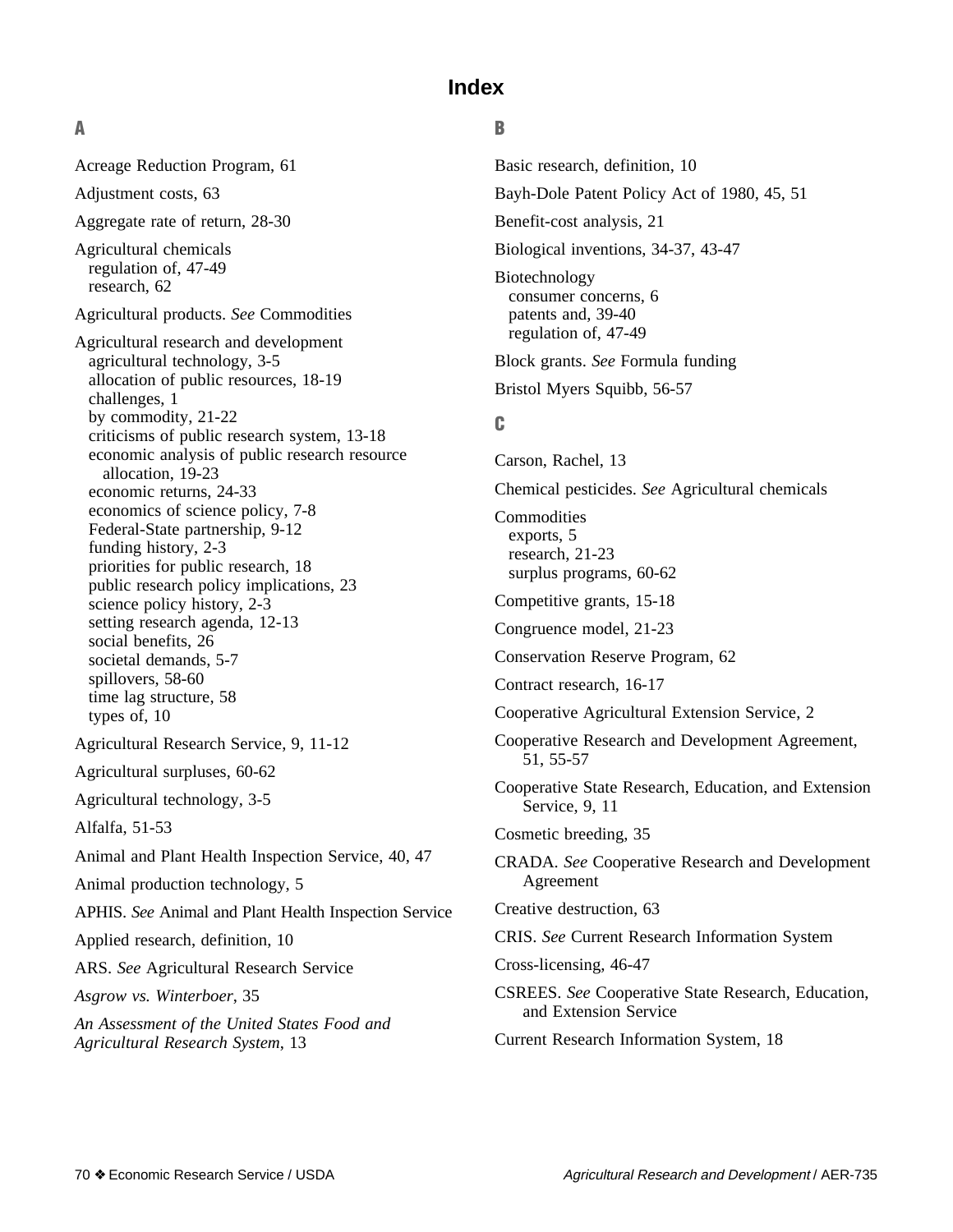# Index

## A

Acreage Reduction Program, 61

Adjustment costs, 63

Aggregate rate of return, 28-30

Agricultural chemicals
- regulation of, 47-49
- research, 62

Agricultural products. *See* Commodities

Agricultural research and development
- agricultural technology, 3-5
- allocation of public resources, 18-19
- challenges, 1
- by commodity, 21-22
- criticisms of public research system, 13-18
- economic analysis of public research resource allocation, 19-23
- economic returns, 24-33
- economics of science policy, 7-8
- Federal-State partnership, 9-12
- funding history, 2-3
- priorities for public research, 18
- public research policy implications, 23
- science policy history, 2-3
- setting research agenda, 12-13
- social benefits, 26
- societal demands, 5-7
- spillovers, 58-60
- time lag structure, 58
- types of, 10

Agricultural Research Service, 9, 11-12

Agricultural surpluses, 60-62

Agricultural technology, 3-5

Alfalfa, 51-53

Animal and Plant Health Inspection Service, 40, 47

Animal production technology, 5

APHIS. *See* Animal and Plant Health Inspection Service

Applied research, definition, 10

ARS. *See* Agricultural Research Service

*Asgrow vs. Winterboer*, 35

*An Assessment of the United States Food and Agricultural Research System*, 13

## B

Basic research, definition, 10

Bayh-Dole Patent Policy Act of 1980, 45, 51

Benefit-cost analysis, 21

Biological inventions, 34-37, 43-47

Biotechnology
- consumer concerns, 6
- patents and, 39-40
- regulation of, 47-49

Block grants. *See* Formula funding

Bristol Myers Squibb, 56-57

## C

Carson, Rachel, 13

Chemical pesticides. *See* Agricultural chemicals

Commodities
- exports, 5
- research, 21-23
- surplus programs, 60-62

Competitive grants, 15-18

Congruence model, 21-23

Conservation Reserve Program, 62

Contract research, 16-17

Cooperative Agricultural Extension Service, 2

Cooperative Research and Development Agreement, 51, 55-57

Cooperative State Research, Education, and Extension Service, 9, 11

Cosmetic breeding, 35

CRADA. *See* Cooperative Research and Development Agreement

Creative destruction, 63

CRIS. *See* Current Research Information System

Cross-licensing, 46-47

CSREES. *See* Cooperative State Research, Education, and Extension Service

Current Research Information System, 18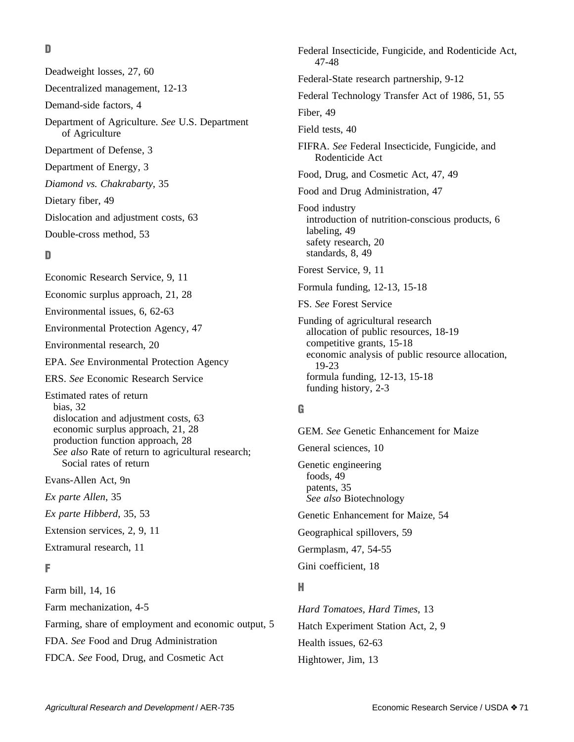## D

Deadweight losses, 27, 60

Decentralized management, 12-13

Demand-side factors, 4

Department of Agriculture. *See* U.S. Department of Agriculture

Department of Defense, 3

Department of Energy, 3

*Diamond vs. Chakrabarty*, 35

Dietary fiber, 49

Dislocation and adjustment costs, 63

Double-cross method, 53

## D

Economic Research Service, 9, 11

Economic surplus approach, 21, 28

Environmental issues, 6, 62-63

Environmental Protection Agency, 47

Environmental research, 20

EPA. *See* Environmental Protection Agency

ERS. *See* Economic Research Service

Estimated rates of return
- bias, 32
- dislocation and adjustment costs, 63
- economic surplus approach, 21, 28
- production function approach, 28
- *See also* Rate of return to agricultural research; Social rates of return

Evans-Allen Act, 9n

*Ex parte Allen*, 35

*Ex parte Hibberd*, 35, 53

Extension services, 2, 9, 11

Extramural research, 11

## F

Farm bill, 14, 16

Farm mechanization, 4-5

Farming, share of employment and economic output, 5

FDA. *See* Food and Drug Administration

FDCA. *See* Food, Drug, and Cosmetic Act

Federal Insecticide, Fungicide, and Rodenticide Act, 47-48

Federal-State research partnership, 9-12

Federal Technology Transfer Act of 1986, 51, 55

Fiber, 49

Field tests, 40

FIFRA. *See* Federal Insecticide, Fungicide, and Rodenticide Act

Food, Drug, and Cosmetic Act, 47, 49

Food and Drug Administration, 47

Food industry
- introduction of nutrition-conscious products, 6
- labeling, 49
- safety research, 20
- standards, 8, 49

Forest Service, 9, 11

Formula funding, 12-13, 15-18

FS. *See* Forest Service

Funding of agricultural research
- allocation of public resources, 18-19
- competitive grants, 15-18
- economic analysis of public resource allocation, 19-23
- formula funding, 12-13, 15-18
- funding history, 2-3

## G

GEM. *See* Genetic Enhancement for Maize

General sciences, 10

Genetic engineering
- foods, 49
- patents, 35
- *See also* Biotechnology

Genetic Enhancement for Maize, 54

Geographical spillovers, 59

Germplasm, 47, 54-55

Gini coefficient, 18

## H

*Hard Tomatoes, Hard Times*, 13

Hatch Experiment Station Act, 2, 9

Health issues, 62-63

Hightower, Jim, 13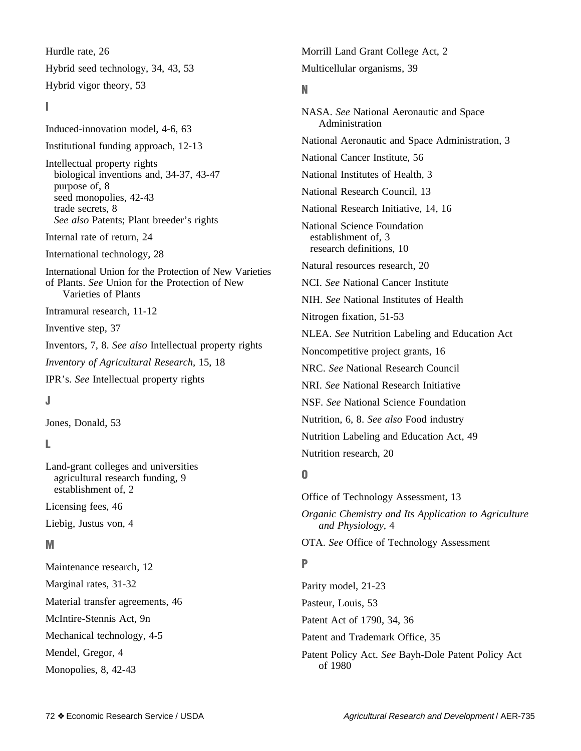Hurdle rate, 26

Hybrid seed technology, 34, 43, 53

Hybrid vigor theory, 53

## I

Induced-innovation model, 4-6, 63

Institutional funding approach, 12-13

Intellectual property rights
- biological inventions and, 34-37, 43-47
- purpose of, 8
- seed monopolies, 42-43
- trade secrets, 8
- *See also* Patents; Plant breeder's rights

Internal rate of return, 24

International technology, 28

International Union for the Protection of New Varieties of Plants. *See* Union for the Protection of New Varieties of Plants

Intramural research, 11-12

Inventive step, 37

Inventors, 7, 8. *See also* Intellectual property rights

*Inventory of Agricultural Research*, 15, 18

IPR's. *See* Intellectual property rights

## J

Jones, Donald, 53

## L

Land-grant colleges and universities
- agricultural research funding, 9
- establishment of, 2

Licensing fees, 46

Liebig, Justus von, 4

## M

Maintenance research, 12

Marginal rates, 31-32

Material transfer agreements, 46

McIntire-Stennis Act, 9n

Mechanical technology, 4-5

Mendel, Gregor, 4

Monopolies, 8, 42-43

Morrill Land Grant College Act, 2

Multicellular organisms, 39

## N

NASA. *See* National Aeronautic and Space Administration

National Aeronautic and Space Administration, 3

National Cancer Institute, 56

National Institutes of Health, 3

National Research Council, 13

National Research Initiative, 14, 16

National Science Foundation
- establishment of, 3
- research definitions, 10

Natural resources research, 20

NCI. *See* National Cancer Institute

NIH. *See* National Institutes of Health

Nitrogen fixation, 51-53

NLEA. *See* Nutrition Labeling and Education Act

Noncompetitive project grants, 16

NRC. *See* National Research Council

NRI. *See* National Research Initiative

NSF. *See* National Science Foundation

Nutrition, 6, 8. *See also* Food industry

Nutrition Labeling and Education Act, 49

Nutrition research, 20

## O

Office of Technology Assessment, 13

*Organic Chemistry and Its Application to Agriculture and Physiology*, 4

OTA. *See* Office of Technology Assessment

## P

Parity model, 21-23

Pasteur, Louis, 53

Patent Act of 1790, 34, 36

Patent and Trademark Office, 35

Patent Policy Act. *See* Bayh-Dole Patent Policy Act of 1980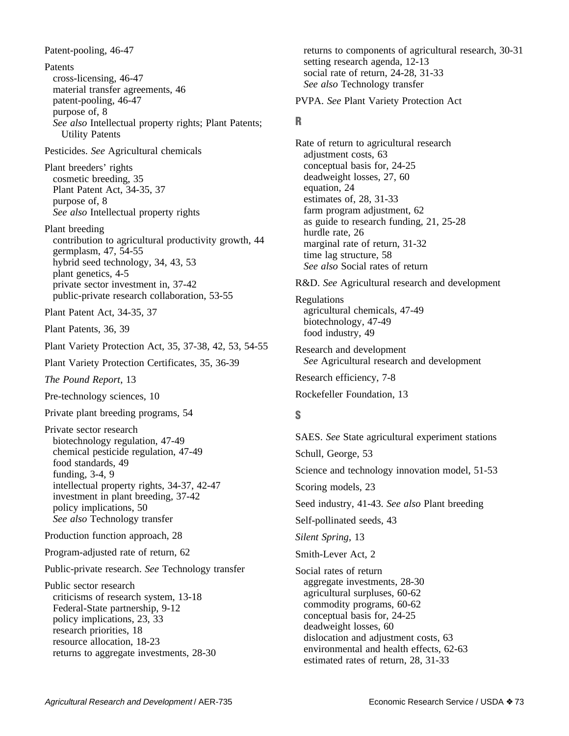Patent-pooling, 46-47

Patents
- cross-licensing, 46-47
- material transfer agreements, 46
- patent-pooling, 46-47
- purpose of, 8
- *See also* Intellectual property rights; Plant Patents; Utility Patents

Pesticides. *See* Agricultural chemicals

Plant breeders' rights
- cosmetic breeding, 35
- Plant Patent Act, 34-35, 37
- purpose of, 8
- *See also* Intellectual property rights

Plant breeding
- contribution to agricultural productivity growth, 44
- germplasm, 47, 54-55
- hybrid seed technology, 34, 43, 53
- plant genetics, 4-5
- private sector investment in, 37-42
- public-private research collaboration, 53-55

Plant Patent Act, 34-35, 37

Plant Patents, 36, 39

Plant Variety Protection Act, 35, 37-38, 42, 53, 54-55

Plant Variety Protection Certificates, 35, 36-39

*The Pound Report*, 13

Pre-technology sciences, 10

Private plant breeding programs, 54

Private sector research
- biotechnology regulation, 47-49
- chemical pesticide regulation, 47-49
- food standards, 49
- funding, 3-4, 9
- intellectual property rights, 34-37, 42-47
- investment in plant breeding, 37-42
- policy implications, 50
- *See also* Technology transfer

Production function approach, 28

Program-adjusted rate of return, 62

Public-private research. *See* Technology transfer

Public sector research
- criticisms of research system, 13-18
- Federal-State partnership, 9-12
- policy implications, 23, 33
- research priorities, 18
- resource allocation, 18-23
- returns to aggregate investments, 28-30
- returns to components of agricultural research, 30-31
- setting research agenda, 12-13
- social rate of return, 24-28, 31-33
- *See also* Technology transfer

PVPA. *See* Plant Variety Protection Act

## R

Rate of return to agricultural research
- adjustment costs, 63
- conceptual basis for, 24-25
- deadweight losses, 27, 60
- equation, 24
- estimates of, 28, 31-33
- farm program adjustment, 62
- as guide to research funding, 21, 25-28
- hurdle rate, 26
- marginal rate of return, 31-32
- time lag structure, 58
- *See also* Social rates of return

R&D. *See* Agricultural research and development

Regulations
- agricultural chemicals, 47-49
- biotechnology, 47-49
- food industry, 49

Research and development
- *See* Agricultural research and development

Research efficiency, 7-8

Rockefeller Foundation, 13

## S

SAES. *See* State agricultural experiment stations

Schull, George, 53

Science and technology innovation model, 51-53

Scoring models, 23

Seed industry, 41-43. *See also* Plant breeding

Self-pollinated seeds, 43

*Silent Spring*, 13

Smith-Lever Act, 2

Social rates of return
- aggregate investments, 28-30
- agricultural surpluses, 60-62
- commodity programs, 60-62
- conceptual basis for, 24-25
- deadweight losses, 60
- dislocation and adjustment costs, 63
- environmental and health effects, 62-63
- estimated rates of return, 28, 31-33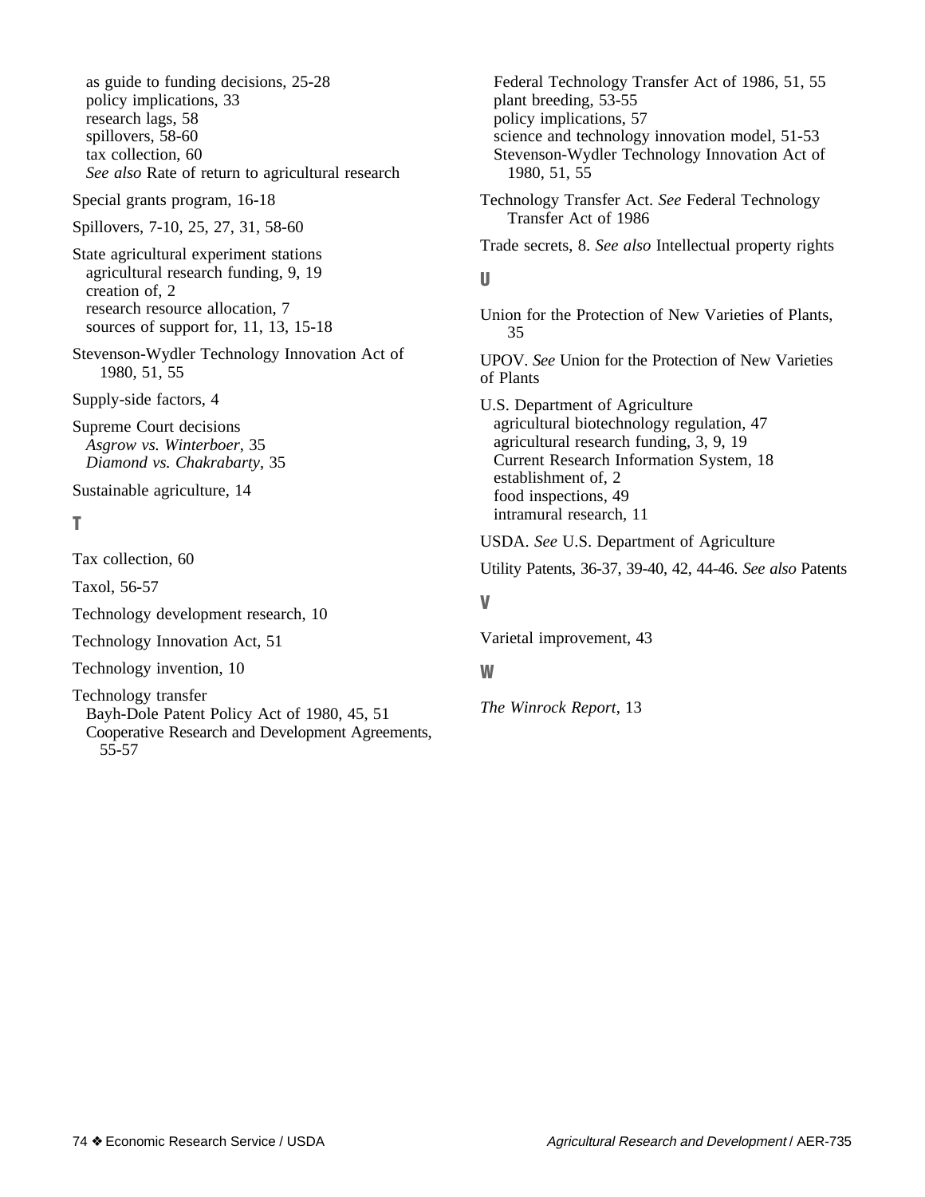as guide to funding decisions, 25-28
policy implications, 33
research lags, 58
spillovers, 58-60
tax collection, 60
*See also* Rate of return to agricultural research

Special grants program, 16-18

Spillovers, 7-10, 25, 27, 31, 58-60

State agricultural experiment stations
agricultural research funding, 9, 19
creation of, 2
research resource allocation, 7
sources of support for, 11, 13, 15-18

Stevenson-Wydler Technology Innovation Act of 1980, 51, 55

Supply-side factors, 4

Supreme Court decisions
*Asgrow vs. Winterboer*, 35
*Diamond vs. Chakrabarty*, 35

Sustainable agriculture, 14

## T

Tax collection, 60

Taxol, 56-57

Technology development research, 10

Technology Innovation Act, 51

Technology invention, 10

Technology transfer
Bayh-Dole Patent Policy Act of 1980, 45, 51
Cooperative Research and Development Agreements, 55-57
Federal Technology Transfer Act of 1986, 51, 55
plant breeding, 53-55
policy implications, 57
science and technology innovation model, 51-53
Stevenson-Wydler Technology Innovation Act of 1980, 51, 55

Technology Transfer Act. *See* Federal Technology Transfer Act of 1986

Trade secrets, 8. *See also* Intellectual property rights

## U

Union for the Protection of New Varieties of Plants, 35

UPOV. *See* Union for the Protection of New Varieties of Plants

U.S. Department of Agriculture
agricultural biotechnology regulation, 47
agricultural research funding, 3, 9, 19
Current Research Information System, 18
establishment of, 2
food inspections, 49
intramural research, 11

USDA. *See* U.S. Department of Agriculture

Utility Patents, 36-37, 39-40, 42, 44-46. *See also* Patents

## V

Varietal improvement, 43

## W

*The Winrock Report*, 13